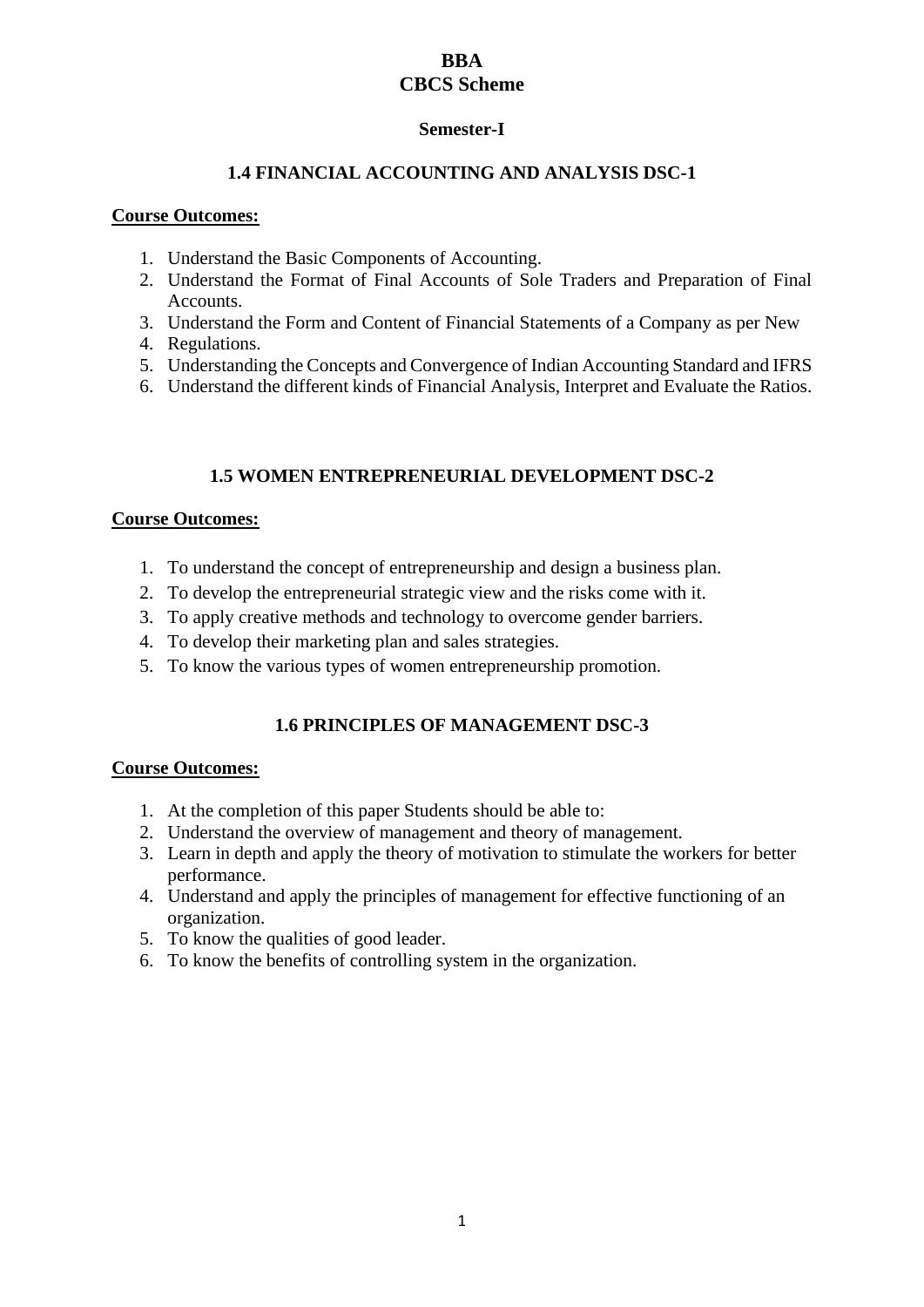# BBA
# CBCS Scheme

## Semester-I

### 1.4 FINANCIAL ACCOUNTING AND ANALYSIS DSC-1

**Course Outcomes:**

1. Understand the Basic Components of Accounting.
2. Understand the Format of Final Accounts of Sole Traders and Preparation of Final Accounts.
3. Understand the Form and Content of Financial Statements of a Company as per New
4. Regulations.
5. Understanding the Concepts and Convergence of Indian Accounting Standard and IFRS
6. Understand the different kinds of Financial Analysis, Interpret and Evaluate the Ratios.

### 1.5 WOMEN ENTREPRENEURIAL DEVELOPMENT DSC-2

**Course Outcomes:**

1. To understand the concept of entrepreneurship and design a business plan.
2. To develop the entrepreneurial strategic view and the risks come with it.
3. To apply creative methods and technology to overcome gender barriers.
4. To develop their marketing plan and sales strategies.
5. To know the various types of women entrepreneurship promotion.

### 1.6 PRINCIPLES OF MANAGEMENT DSC-3

**Course Outcomes:**

1. At the completion of this paper Students should be able to:
2. Understand the overview of management and theory of management.
3. Learn in depth and apply the theory of motivation to stimulate the workers for better performance.
4. Understand and apply the principles of management for effective functioning of an organization.
5. To know the qualities of good leader.
6. To know the benefits of controlling system in the organization.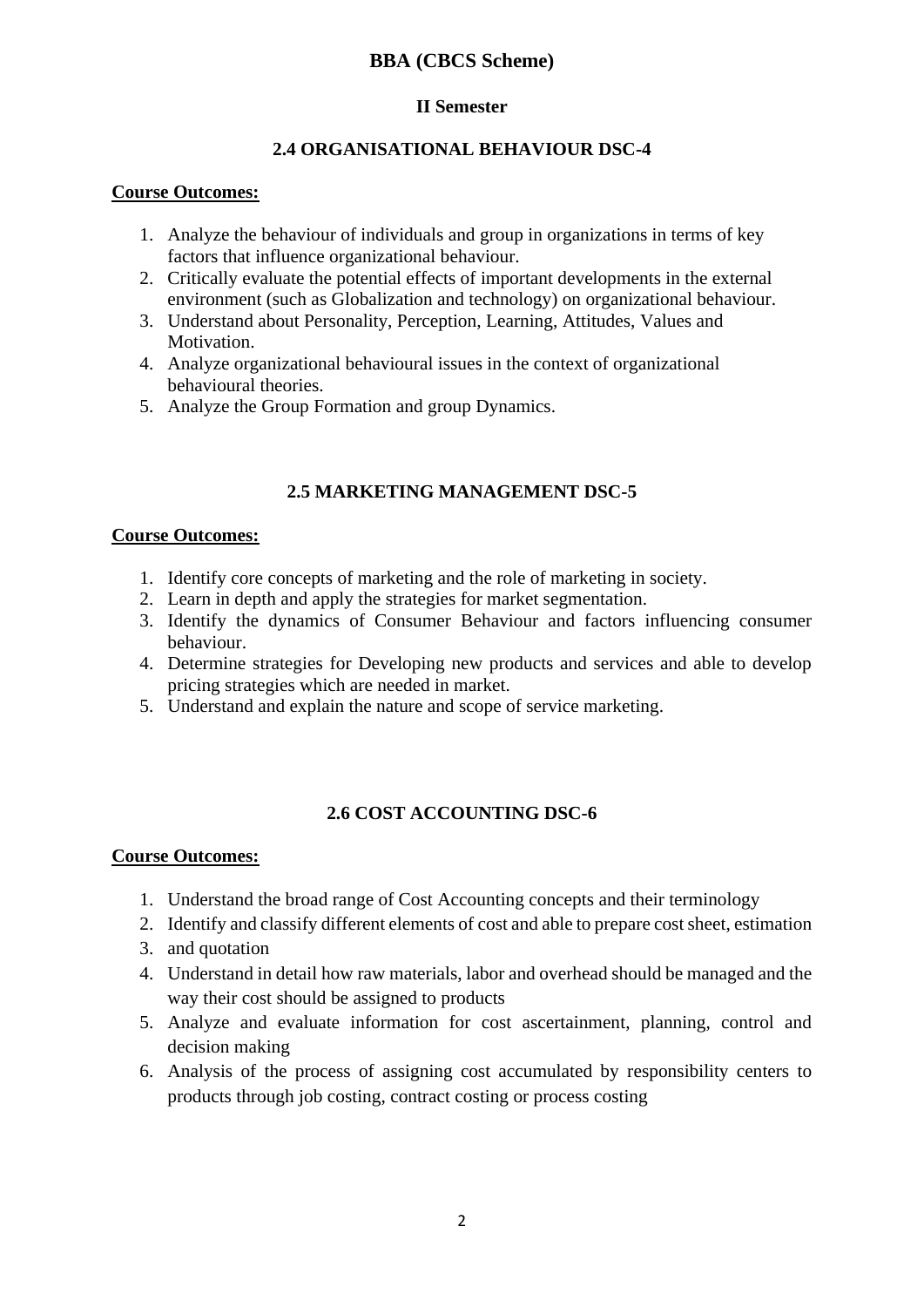# BBA (CBCS Scheme)

## II Semester

### 2.4 ORGANISATIONAL BEHAVIOUR DSC-4

**Course Outcomes:**

1. Analyze the behaviour of individuals and group in organizations in terms of key factors that influence organizational behaviour.
2. Critically evaluate the potential effects of important developments in the external environment (such as Globalization and technology) on organizational behaviour.
3. Understand about Personality, Perception, Learning, Attitudes, Values and Motivation.
4. Analyze organizational behavioural issues in the context of organizational behavioural theories.
5. Analyze the Group Formation and group Dynamics.

### 2.5 MARKETING MANAGEMENT DSC-5

**Course Outcomes:**

1. Identify core concepts of marketing and the role of marketing in society.
2. Learn in depth and apply the strategies for market segmentation.
3. Identify the dynamics of Consumer Behaviour and factors influencing consumer behaviour.
4. Determine strategies for Developing new products and services and able to develop pricing strategies which are needed in market.
5. Understand and explain the nature and scope of service marketing.

### 2.6 COST ACCOUNTING DSC-6

**Course Outcomes:**

1. Understand the broad range of Cost Accounting concepts and their terminology
2. Identify and classify different elements of cost and able to prepare cost sheet, estimation
3. and quotation
4. Understand in detail how raw materials, labor and overhead should be managed and the way their cost should be assigned to products
5. Analyze and evaluate information for cost ascertainment, planning, control and decision making
6. Analysis of the process of assigning cost accumulated by responsibility centers to products through job costing, contract costing or process costing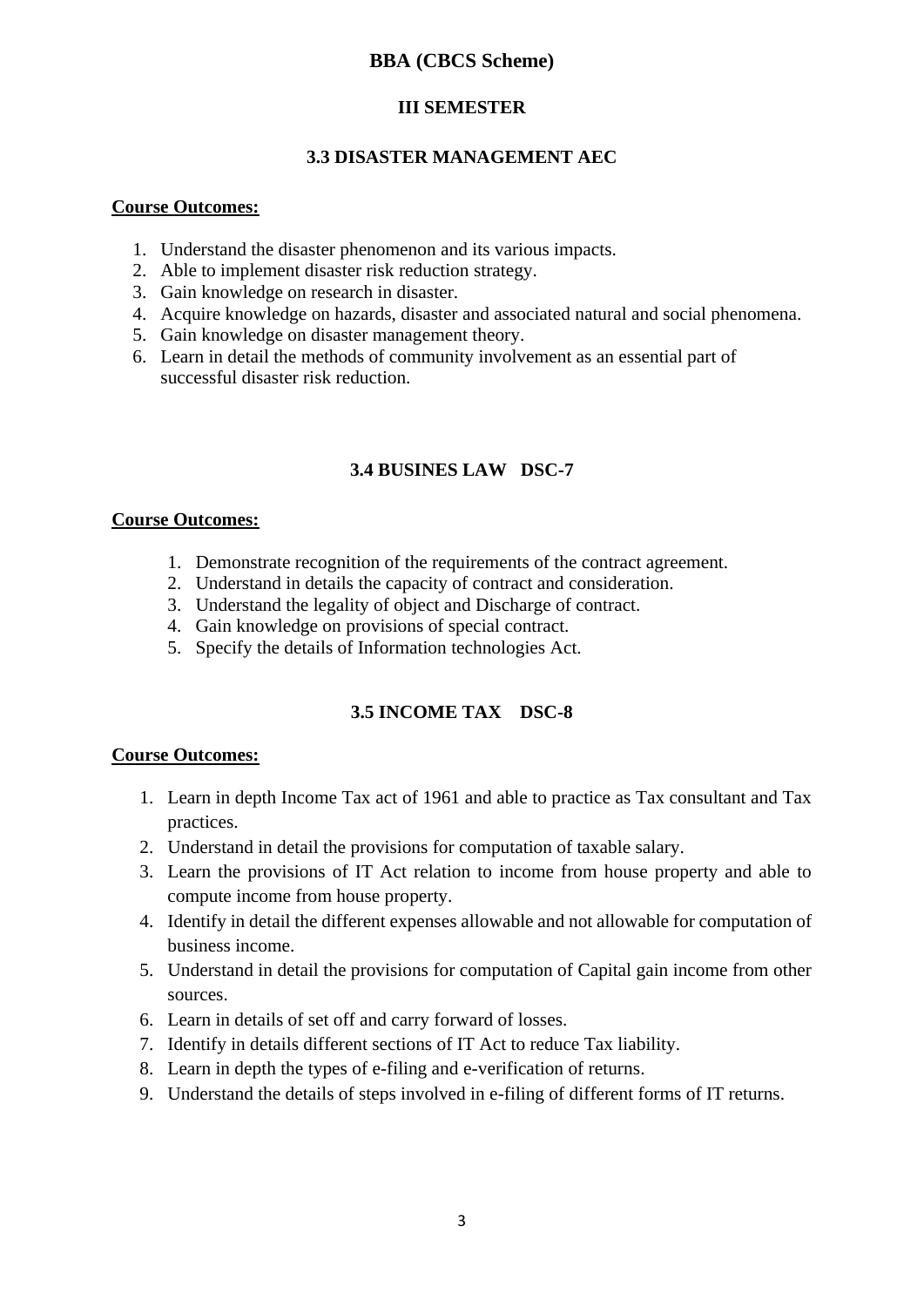## BBA (CBCS Scheme)

### III SEMESTER

### 3.3 DISASTER MANAGEMENT AEC

**Course Outcomes:**

1. Understand the disaster phenomenon and its various impacts.
2. Able to implement disaster risk reduction strategy.
3. Gain knowledge on research in disaster.
4. Acquire knowledge on hazards, disaster and associated natural and social phenomena.
5. Gain knowledge on disaster management theory.
6. Learn in detail the methods of community involvement as an essential part of successful disaster risk reduction.

### 3.4 BUSINES LAW DSC-7

**Course Outcomes:**

1. Demonstrate recognition of the requirements of the contract agreement.
2. Understand in details the capacity of contract and consideration.
3. Understand the legality of object and Discharge of contract.
4. Gain knowledge on provisions of special contract.
5. Specify the details of Information technologies Act.

### 3.5 INCOME TAX DSC-8

**Course Outcomes:**

1. Learn in depth Income Tax act of 1961 and able to practice as Tax consultant and Tax practices.
2. Understand in detail the provisions for computation of taxable salary.
3. Learn the provisions of IT Act relation to income from house property and able to compute income from house property.
4. Identify in detail the different expenses allowable and not allowable for computation of business income.
5. Understand in detail the provisions for computation of Capital gain income from other sources.
6. Learn in details of set off and carry forward of losses.
7. Identify in details different sections of IT Act to reduce Tax liability.
8. Learn in depth the types of e-filing and e-verification of returns.
9. Understand the details of steps involved in e-filing of different forms of IT returns.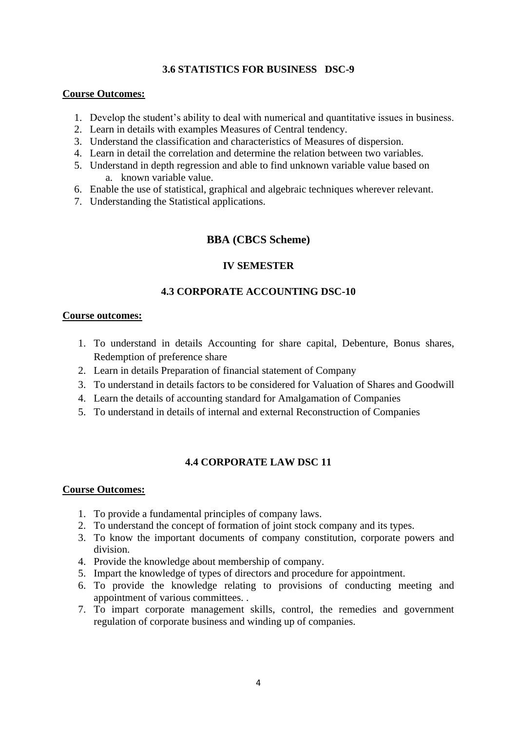### 3.6 STATISTICS FOR BUSINESS DSC-9

**Course Outcomes:**

1. Develop the student's ability to deal with numerical and quantitative issues in business.
2. Learn in details with examples Measures of Central tendency.
3. Understand the classification and characteristics of Measures of dispersion.
4. Learn in detail the correlation and determine the relation between two variables.
5. Understand in depth regression and able to find unknown variable value based on
   a. known variable value.
6. Enable the use of statistical, graphical and algebraic techniques wherever relevant.
7. Understanding the Statistical applications.

## BBA (CBCS Scheme)

### IV SEMESTER

### 4.3 CORPORATE ACCOUNTING DSC-10

**Course outcomes:**

1. To understand in details Accounting for share capital, Debenture, Bonus shares, Redemption of preference share
2. Learn in details Preparation of financial statement of Company
3. To understand in details factors to be considered for Valuation of Shares and Goodwill
4. Learn the details of accounting standard for Amalgamation of Companies
5. To understand in details of internal and external Reconstruction of Companies

### 4.4 CORPORATE LAW DSC 11

**Course Outcomes:**

1. To provide a fundamental principles of company laws.
2. To understand the concept of formation of joint stock company and its types.
3. To know the important documents of company constitution, corporate powers and division.
4. Provide the knowledge about membership of company.
5. Impart the knowledge of types of directors and procedure for appointment.
6. To provide the knowledge relating to provisions of conducting meeting and appointment of various committees. .
7. To impart corporate management skills, control, the remedies and government regulation of corporate business and winding up of companies.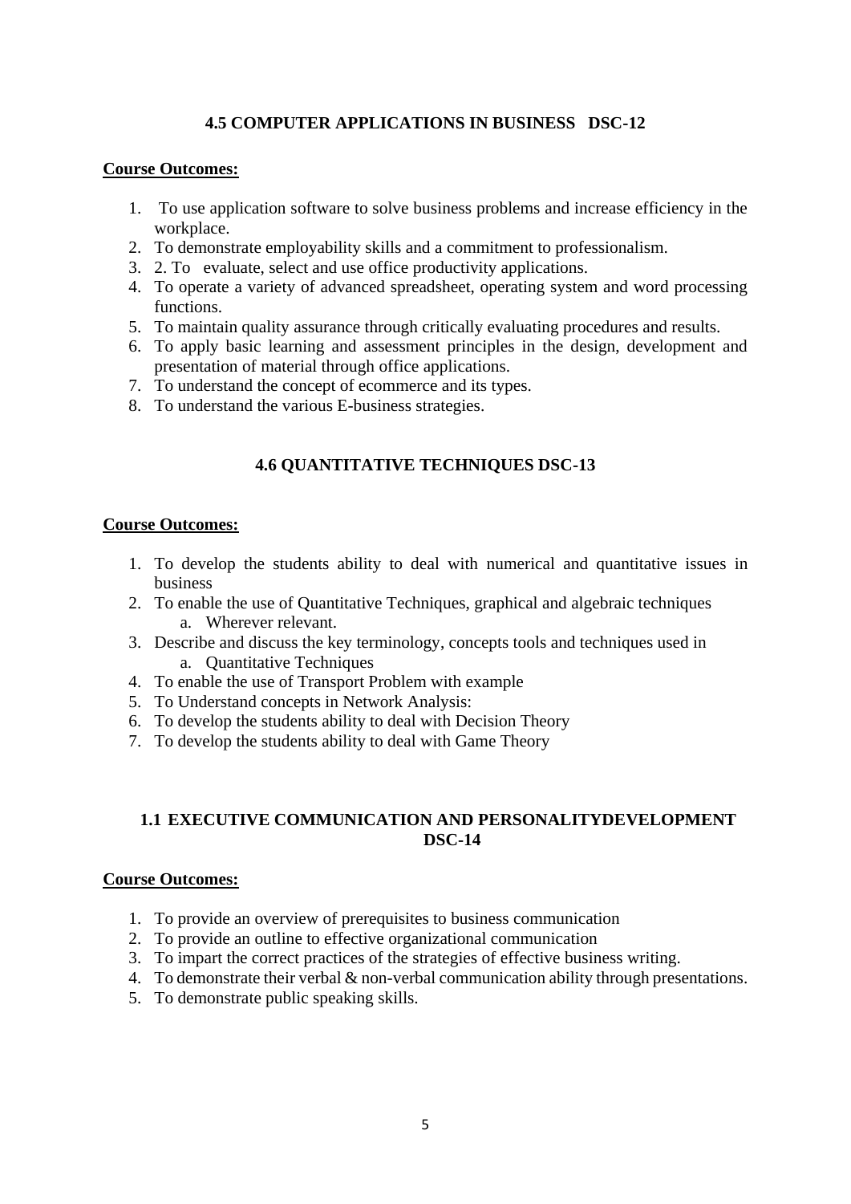### 4.5 COMPUTER APPLICATIONS IN BUSINESS DSC-12

**Course Outcomes:**

1. To use application software to solve business problems and increase efficiency in the workplace.
2. To demonstrate employability skills and a commitment to professionalism.
3. 2. To evaluate, select and use office productivity applications.
4. To operate a variety of advanced spreadsheet, operating system and word processing functions.
5. To maintain quality assurance through critically evaluating procedures and results.
6. To apply basic learning and assessment principles in the design, development and presentation of material through office applications.
7. To understand the concept of ecommerce and its types.
8. To understand the various E-business strategies.

### 4.6 QUANTITATIVE TECHNIQUES DSC-13

**Course Outcomes:**

1. To develop the students ability to deal with numerical and quantitative issues in business
2. To enable the use of Quantitative Techniques, graphical and algebraic techniques
   a. Wherever relevant.
3. Describe and discuss the key terminology, concepts tools and techniques used in
   a. Quantitative Techniques
4. To enable the use of Transport Problem with example
5. To Understand concepts in Network Analysis:
6. To develop the students ability to deal with Decision Theory
7. To develop the students ability to deal with Game Theory

### 1.1 EXECUTIVE COMMUNICATION AND PERSONALITYDEVELOPMENT DSC-14

**Course Outcomes:**

1. To provide an overview of prerequisites to business communication
2. To provide an outline to effective organizational communication
3. To impart the correct practices of the strategies of effective business writing.
4. To demonstrate their verbal & non-verbal communication ability through presentations.
5. To demonstrate public speaking skills.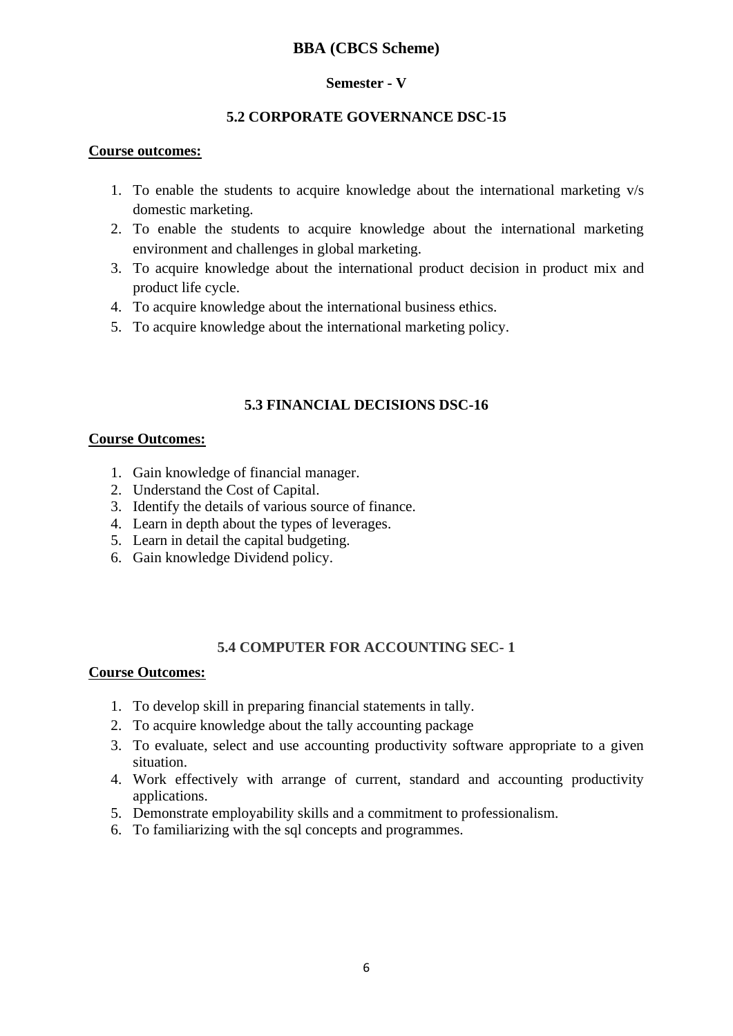# BBA (CBCS Scheme)

## Semester - V

### 5.2 CORPORATE GOVERNANCE DSC-15

**Course outcomes:**

1. To enable the students to acquire knowledge about the international marketing v/s domestic marketing.
2. To enable the students to acquire knowledge about the international marketing environment and challenges in global marketing.
3. To acquire knowledge about the international product decision in product mix and product life cycle.
4. To acquire knowledge about the international business ethics.
5. To acquire knowledge about the international marketing policy.

### 5.3 FINANCIAL DECISIONS DSC-16

**Course Outcomes:**

1. Gain knowledge of financial manager.
2. Understand the Cost of Capital.
3. Identify the details of various source of finance.
4. Learn in depth about the types of leverages.
5. Learn in detail the capital budgeting.
6. Gain knowledge Dividend policy.

### 5.4 COMPUTER FOR ACCOUNTING SEC- 1

**Course Outcomes:**

1. To develop skill in preparing financial statements in tally.
2. To acquire knowledge about the tally accounting package
3. To evaluate, select and use accounting productivity software appropriate to a given situation.
4. Work effectively with arrange of current, standard and accounting productivity applications.
5. Demonstrate employability skills and a commitment to professionalism.
6. To familiarizing with the sql concepts and programmes.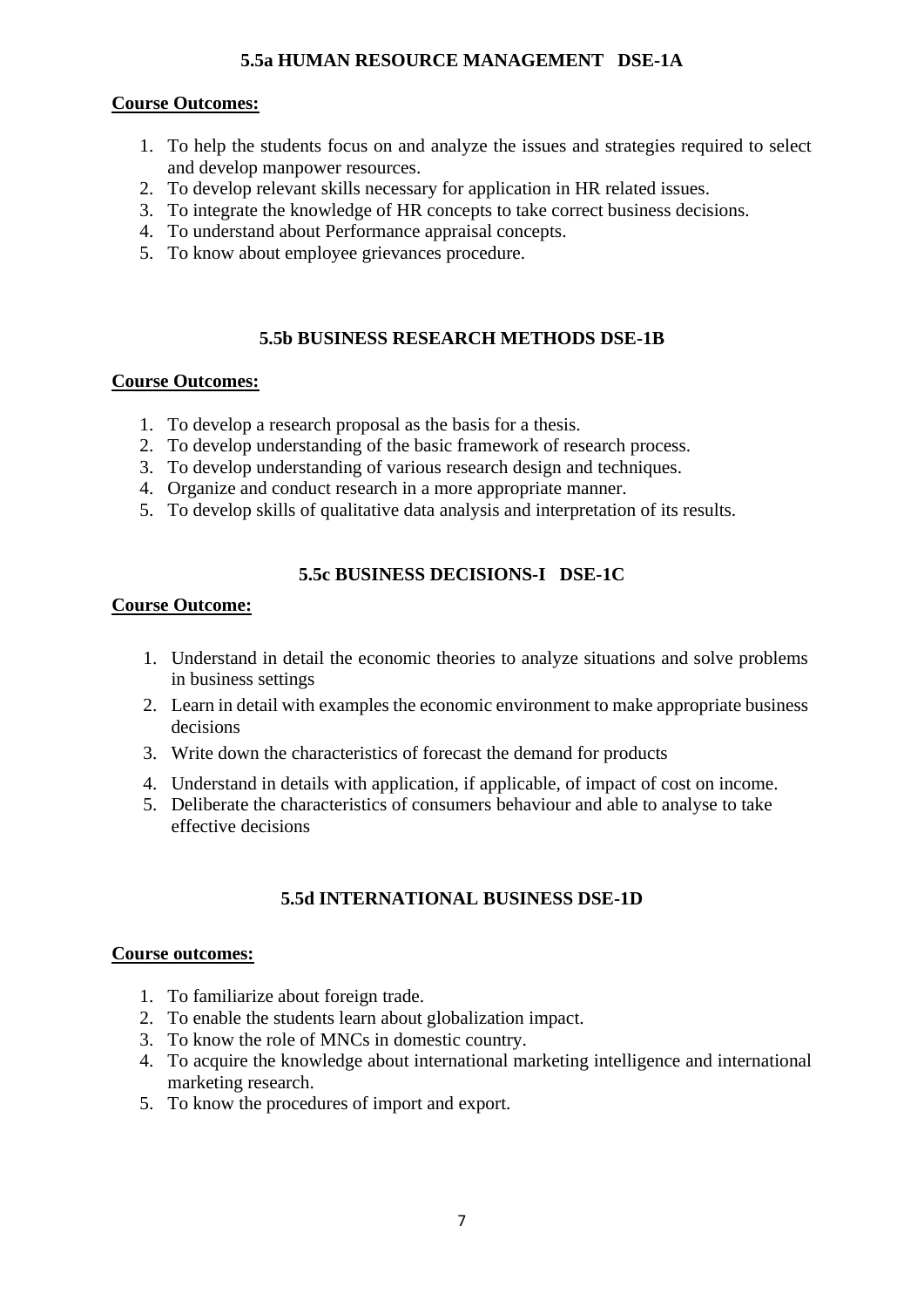## 5.5a HUMAN RESOURCE MANAGEMENT DSE-1A

**Course Outcomes:**

1. To help the students focus on and analyze the issues and strategies required to select and develop manpower resources.
2. To develop relevant skills necessary for application in HR related issues.
3. To integrate the knowledge of HR concepts to take correct business decisions.
4. To understand about Performance appraisal concepts.
5. To know about employee grievances procedure.

## 5.5b BUSINESS RESEARCH METHODS DSE-1B

**Course Outcomes:**

1. To develop a research proposal as the basis for a thesis.
2. To develop understanding of the basic framework of research process.
3. To develop understanding of various research design and techniques.
4. Organize and conduct research in a more appropriate manner.
5. To develop skills of qualitative data analysis and interpretation of its results.

## 5.5c BUSINESS DECISIONS-I DSE-1C

**Course Outcome:**

1. Understand in detail the economic theories to analyze situations and solve problems in business settings
2. Learn in detail with examples the economic environment to make appropriate business decisions
3. Write down the characteristics of forecast the demand for products
4. Understand in details with application, if applicable, of impact of cost on income.
5. Deliberate the characteristics of consumers behaviour and able to analyse to take effective decisions

## 5.5d INTERNATIONAL BUSINESS DSE-1D

**Course outcomes:**

1. To familiarize about foreign trade.
2. To enable the students learn about globalization impact.
3. To know the role of MNCs in domestic country.
4. To acquire the knowledge about international marketing intelligence and international marketing research.
5. To know the procedures of import and export.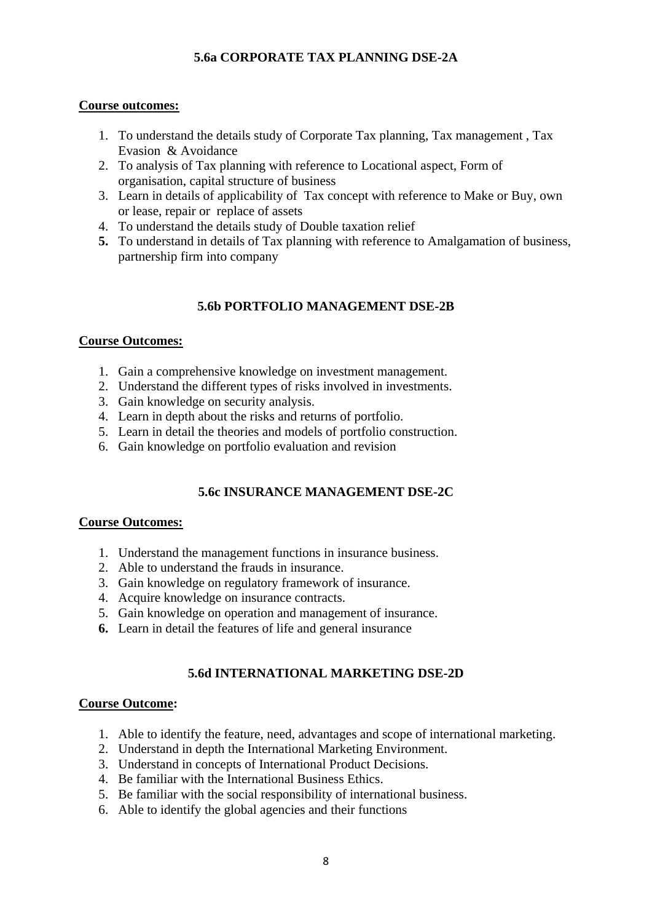### 5.6a CORPORATE TAX PLANNING DSE-2A

**Course outcomes:**

1. To understand the details study of Corporate Tax planning, Tax management , Tax Evasion & Avoidance
2. To analysis of Tax planning with reference to Locational aspect, Form of organisation, capital structure of business
3. Learn in details of applicability of Tax concept with reference to Make or Buy, own or lease, repair or replace of assets
4. To understand the details study of Double taxation relief
5. To understand in details of Tax planning with reference to Amalgamation of business, partnership firm into company

### 5.6b PORTFOLIO MANAGEMENT DSE-2B

**Course Outcomes:**

1. Gain a comprehensive knowledge on investment management.
2. Understand the different types of risks involved in investments.
3. Gain knowledge on security analysis.
4. Learn in depth about the risks and returns of portfolio.
5. Learn in detail the theories and models of portfolio construction.
6. Gain knowledge on portfolio evaluation and revision

### 5.6c INSURANCE MANAGEMENT DSE-2C

**Course Outcomes:**

1. Understand the management functions in insurance business.
2. Able to understand the frauds in insurance.
3. Gain knowledge on regulatory framework of insurance.
4. Acquire knowledge on insurance contracts.
5. Gain knowledge on operation and management of insurance.
6. Learn in detail the features of life and general insurance

### 5.6d INTERNATIONAL MARKETING DSE-2D

**Course Outcome:**

1. Able to identify the feature, need, advantages and scope of international marketing.
2. Understand in depth the International Marketing Environment.
3. Understand in concepts of International Product Decisions.
4. Be familiar with the International Business Ethics.
5. Be familiar with the social responsibility of international business.
6. Able to identify the global agencies and their functions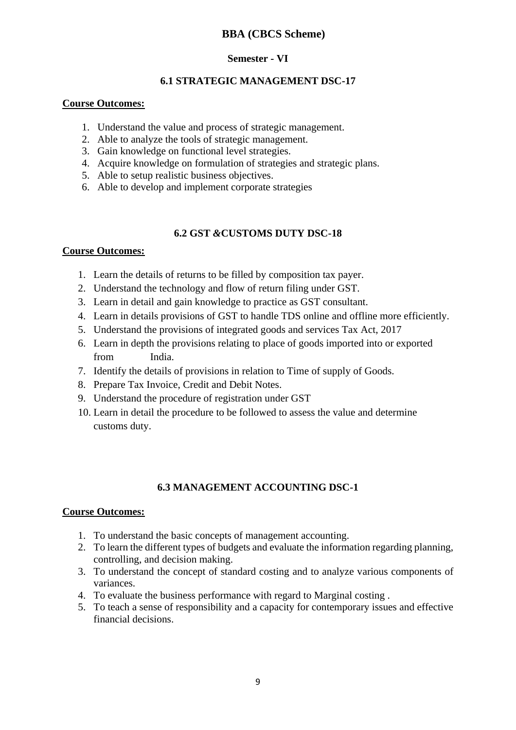# BBA (CBCS Scheme)

## Semester - VI

### 6.1 STRATEGIC MANAGEMENT DSC-17

**Course Outcomes:**

1. Understand the value and process of strategic management.
2. Able to analyze the tools of strategic management.
3. Gain knowledge on functional level strategies.
4. Acquire knowledge on formulation of strategies and strategic plans.
5. Able to setup realistic business objectives.
6. Able to develop and implement corporate strategies

### 6.2 GST &CUSTOMS DUTY DSC-18

**Course Outcomes:**

1. Learn the details of returns to be filled by composition tax payer.
2. Understand the technology and flow of return filing under GST.
3. Learn in detail and gain knowledge to practice as GST consultant.
4. Learn in details provisions of GST to handle TDS online and offline more efficiently.
5. Understand the provisions of integrated goods and services Tax Act, 2017
6. Learn in depth the provisions relating to place of goods imported into or exported from India.
7. Identify the details of provisions in relation to Time of supply of Goods.
8. Prepare Tax Invoice, Credit and Debit Notes.
9. Understand the procedure of registration under GST
10. Learn in detail the procedure to be followed to assess the value and determine customs duty.

### 6.3 MANAGEMENT ACCOUNTING DSC-1

**Course Outcomes:**

1. To understand the basic concepts of management accounting.
2. To learn the different types of budgets and evaluate the information regarding planning, controlling, and decision making.
3. To understand the concept of standard costing and to analyze various components of variances.
4. To evaluate the business performance with regard to Marginal costing .
5. To teach a sense of responsibility and a capacity for contemporary issues and effective financial decisions.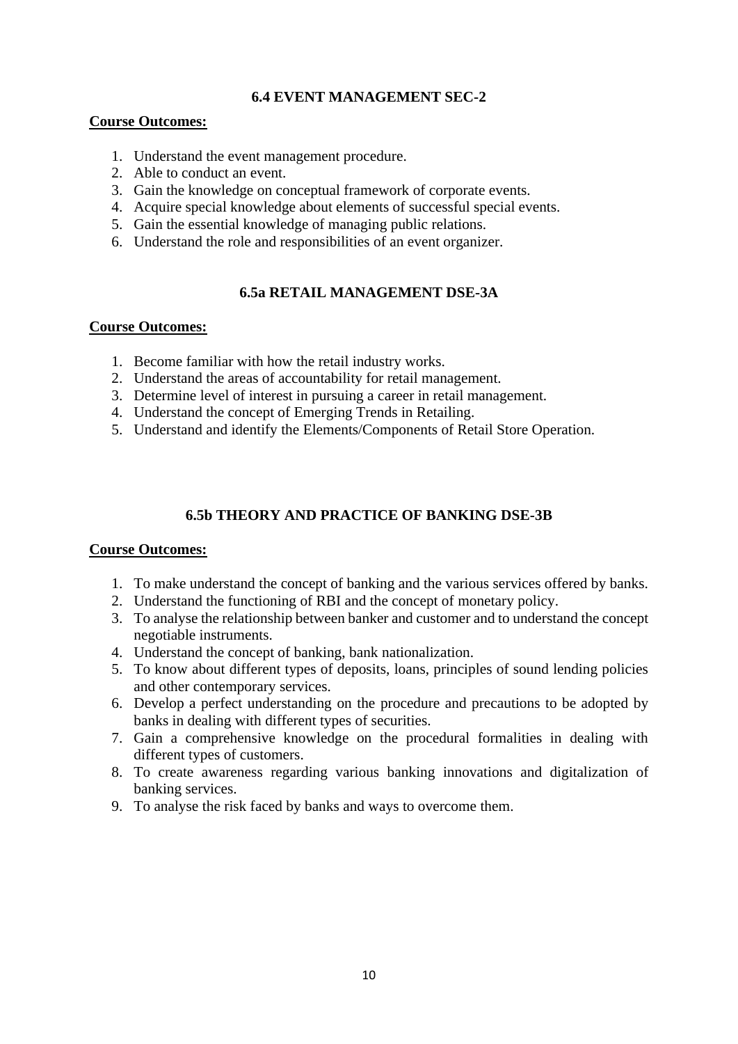### 6.4 EVENT MANAGEMENT SEC-2

**Course Outcomes:**

1. Understand the event management procedure.
2. Able to conduct an event.
3. Gain the knowledge on conceptual framework of corporate events.
4. Acquire special knowledge about elements of successful special events.
5. Gain the essential knowledge of managing public relations.
6. Understand the role and responsibilities of an event organizer.

### 6.5a RETAIL MANAGEMENT DSE-3A

**Course Outcomes:**

1. Become familiar with how the retail industry works.
2. Understand the areas of accountability for retail management.
3. Determine level of interest in pursuing a career in retail management.
4. Understand the concept of Emerging Trends in Retailing.
5. Understand and identify the Elements/Components of Retail Store Operation.

### 6.5b THEORY AND PRACTICE OF BANKING DSE-3B

**Course Outcomes:**

1. To make understand the concept of banking and the various services offered by banks.
2. Understand the functioning of RBI and the concept of monetary policy.
3. To analyse the relationship between banker and customer and to understand the concept negotiable instruments.
4. Understand the concept of banking, bank nationalization.
5. To know about different types of deposits, loans, principles of sound lending policies and other contemporary services.
6. Develop a perfect understanding on the procedure and precautions to be adopted by banks in dealing with different types of securities.
7. Gain a comprehensive knowledge on the procedural formalities in dealing with different types of customers.
8. To create awareness regarding various banking innovations and digitalization of banking services.
9. To analyse the risk faced by banks and ways to overcome them.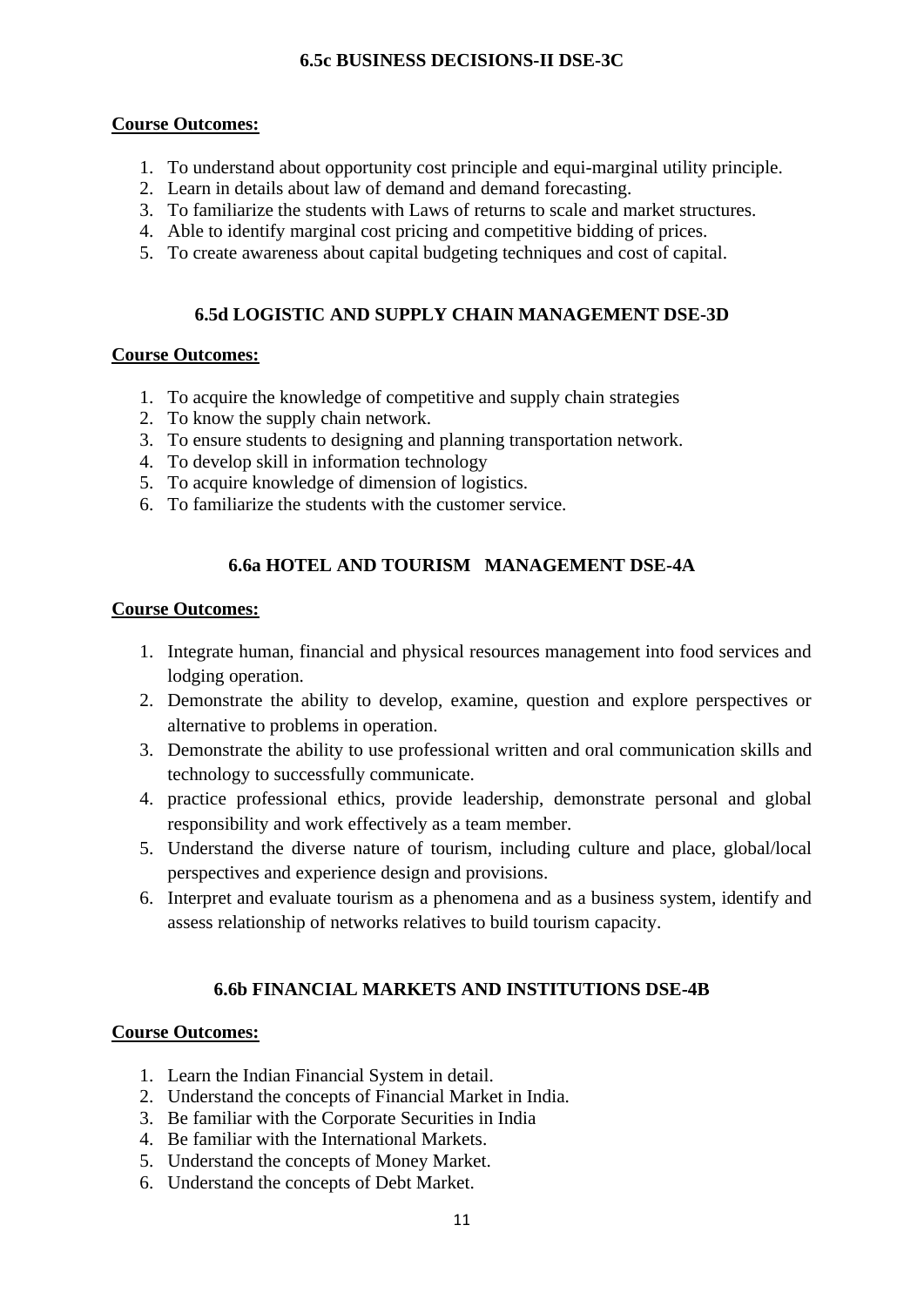### 6.5c BUSINESS DECISIONS-II DSE-3C

**Course Outcomes:**

1. To understand about opportunity cost principle and equi-marginal utility principle.
2. Learn in details about law of demand and demand forecasting.
3. To familiarize the students with Laws of returns to scale and market structures.
4. Able to identify marginal cost pricing and competitive bidding of prices.
5. To create awareness about capital budgeting techniques and cost of capital.

### 6.5d LOGISTIC AND SUPPLY CHAIN MANAGEMENT DSE-3D

**Course Outcomes:**

1. To acquire the knowledge of competitive and supply chain strategies
2. To know the supply chain network.
3. To ensure students to designing and planning transportation network.
4. To develop skill in information technology
5. To acquire knowledge of dimension of logistics.
6. To familiarize the students with the customer service.

### 6.6a HOTEL AND TOURISM MANAGEMENT DSE-4A

**Course Outcomes:**

1. Integrate human, financial and physical resources management into food services and lodging operation.
2. Demonstrate the ability to develop, examine, question and explore perspectives or alternative to problems in operation.
3. Demonstrate the ability to use professional written and oral communication skills and technology to successfully communicate.
4. practice professional ethics, provide leadership, demonstrate personal and global responsibility and work effectively as a team member.
5. Understand the diverse nature of tourism, including culture and place, global/local perspectives and experience design and provisions.
6. Interpret and evaluate tourism as a phenomena and as a business system, identify and assess relationship of networks relatives to build tourism capacity.

### 6.6b FINANCIAL MARKETS AND INSTITUTIONS DSE-4B

**Course Outcomes:**

1. Learn the Indian Financial System in detail.
2. Understand the concepts of Financial Market in India.
3. Be familiar with the Corporate Securities in India
4. Be familiar with the International Markets.
5. Understand the concepts of Money Market.
6. Understand the concepts of Debt Market.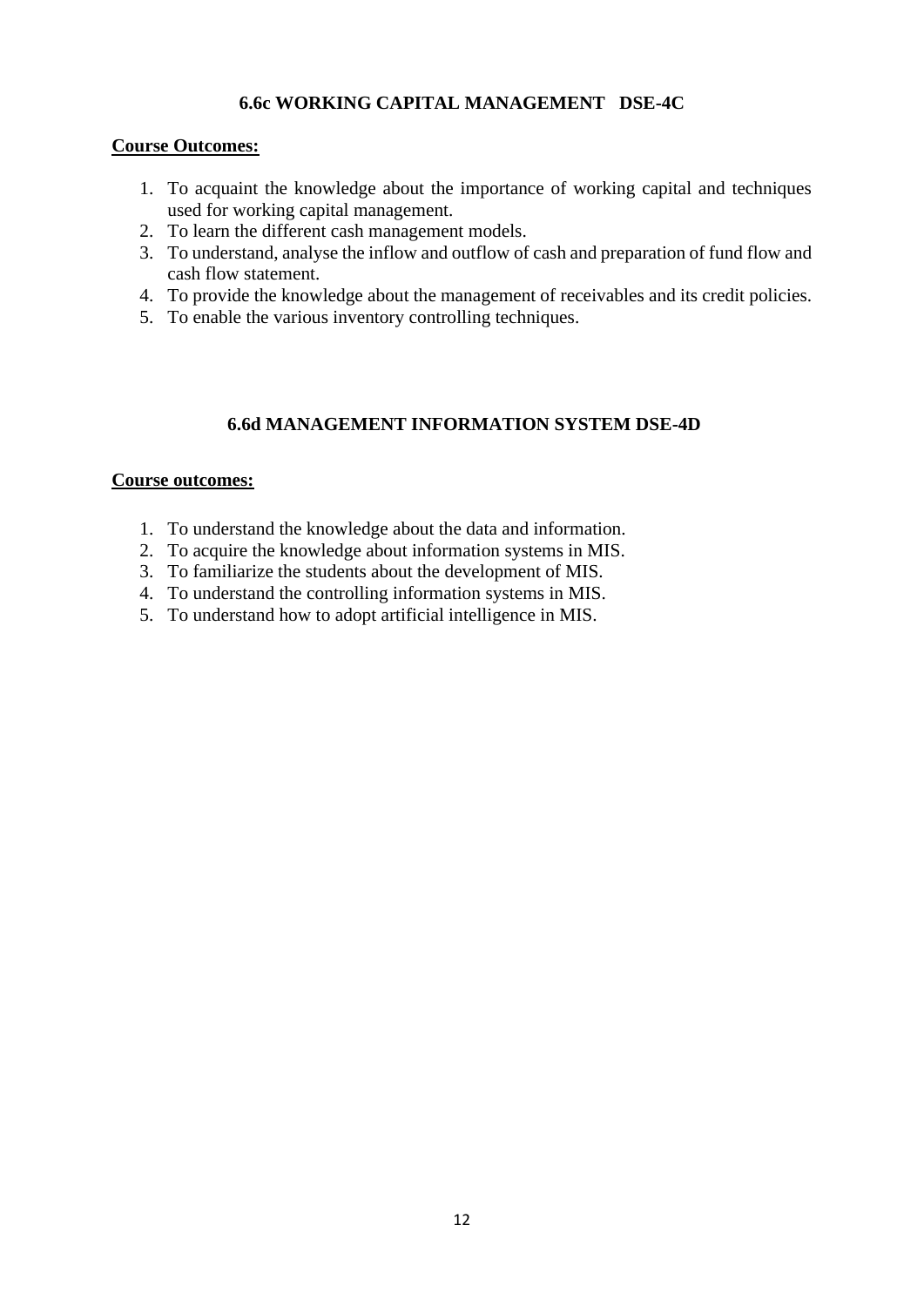### 6.6c WORKING CAPITAL MANAGEMENT DSE-4C

**Course Outcomes:**

1. To acquaint the knowledge about the importance of working capital and techniques used for working capital management.
2. To learn the different cash management models.
3. To understand, analyse the inflow and outflow of cash and preparation of fund flow and cash flow statement.
4. To provide the knowledge about the management of receivables and its credit policies.
5. To enable the various inventory controlling techniques.

### 6.6d MANAGEMENT INFORMATION SYSTEM DSE-4D

**Course outcomes:**

1. To understand the knowledge about the data and information.
2. To acquire the knowledge about information systems in MIS.
3. To familiarize the students about the development of MIS.
4. To understand the controlling information systems in MIS.
5. To understand how to adopt artificial intelligence in MIS.